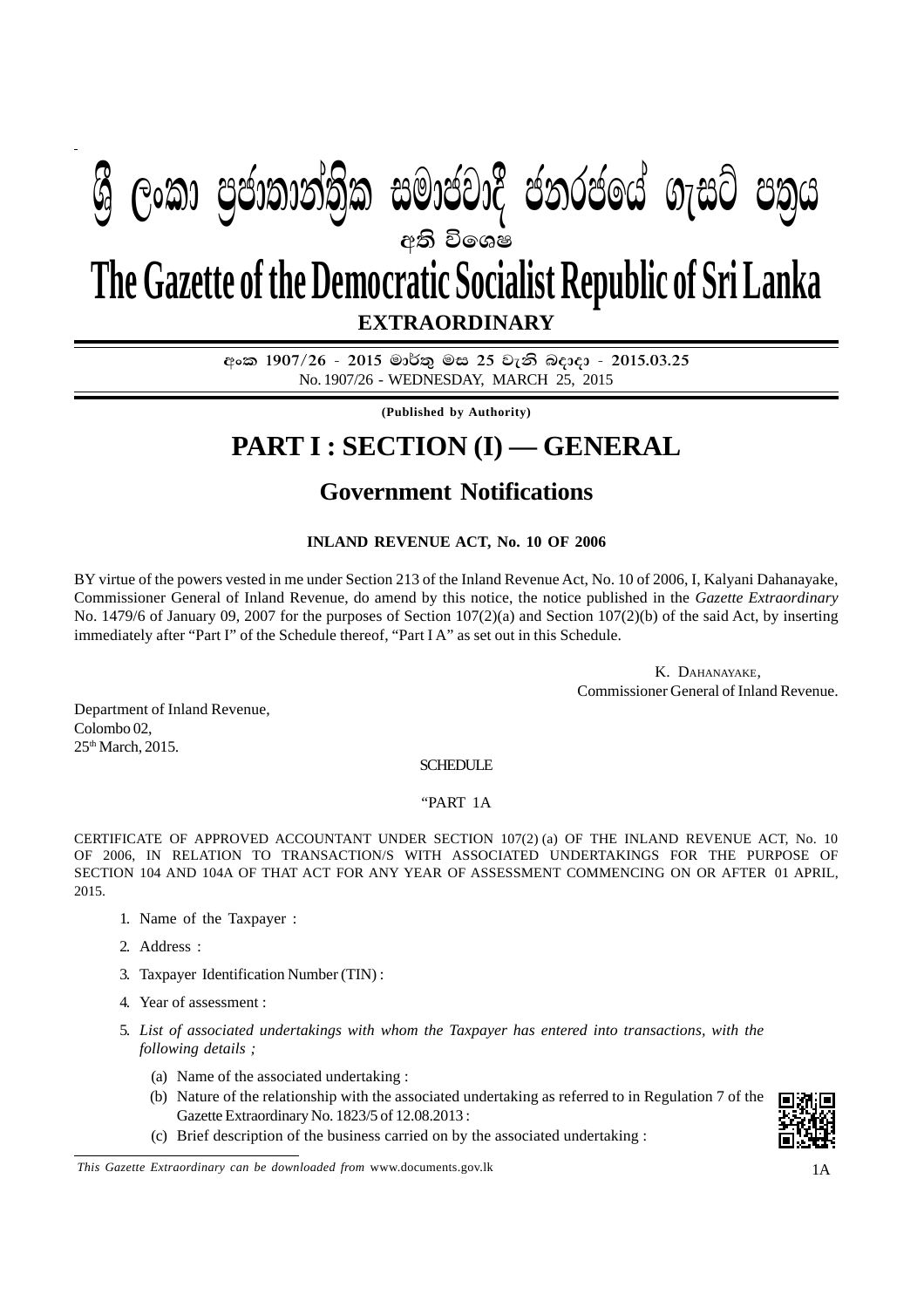# ශ්‍රී ලංකා ප්‍රජාතාන්ත්‍රික සමාජවාදී ජනරජයේ ගැසට් පත්‍රය

අති විශෙෂ

# The Gazette of the Democratic Socialist Republic of Sri Lanka

**EXTRAORDINARY**

අංක 1907/26 - 2015 මාර්තු මස 25 වැනි බදාදා - 2015.03.25

No. 1907/26 - WEDNESDAY, MARCH 25, 2015

**(Published by Authority)**

# PART I : SECTION (I) — GENERAL

## Government Notifications

### INLAND REVENUE ACT, No. 10 OF 2006

BY virtue of the powers vested in me under Section 213 of the Inland Revenue Act, No. 10 of 2006, I, Kalyani Dahanayake, Commissioner General of Inland Revenue, do amend by this notice, the notice published in the *Gazette Extraordinary* No. 1479/6 of January 09, 2007 for the purposes of Section 107(2)(a) and Section 107(2)(b) of the said Act, by inserting immediately after "Part I" of the Schedule thereof, "Part I A" as set out in this Schedule.

K. Dahanayake,
Commissioner General of Inland Revenue.

Department of Inland Revenue,
Colombo 02,
25th March, 2015.

SCHEDULE

"PART 1A

CERTIFICATE OF APPROVED ACCOUNTANT UNDER SECTION 107(2) (a) OF THE INLAND REVENUE ACT, No. 10 OF 2006, IN RELATION TO TRANSACTION/S WITH ASSOCIATED UNDERTAKINGS FOR THE PURPOSE OF SECTION 104 AND 104A OF THAT ACT FOR ANY YEAR OF ASSESSMENT COMMENCING ON OR AFTER 01 APRIL, 2015.

1. Name of the Taxpayer :
2. Address :
3. Taxpayer Identification Number (TIN) :
4. Year of assessment :
5. *List of associated undertakings with whom the Taxpayer has entered into transactions, with the following details ;*
   - (a) Name of the associated undertaking :
   - (b) Nature of the relationship with the associated undertaking as referred to in Regulation 7 of the Gazette Extraordinary No. 1823/5 of 12.08.2013 :
   - (c) Brief description of the business carried on by the associated undertaking :

*This Gazette Extraordinary can be downloaded from* www.documents.gov.lk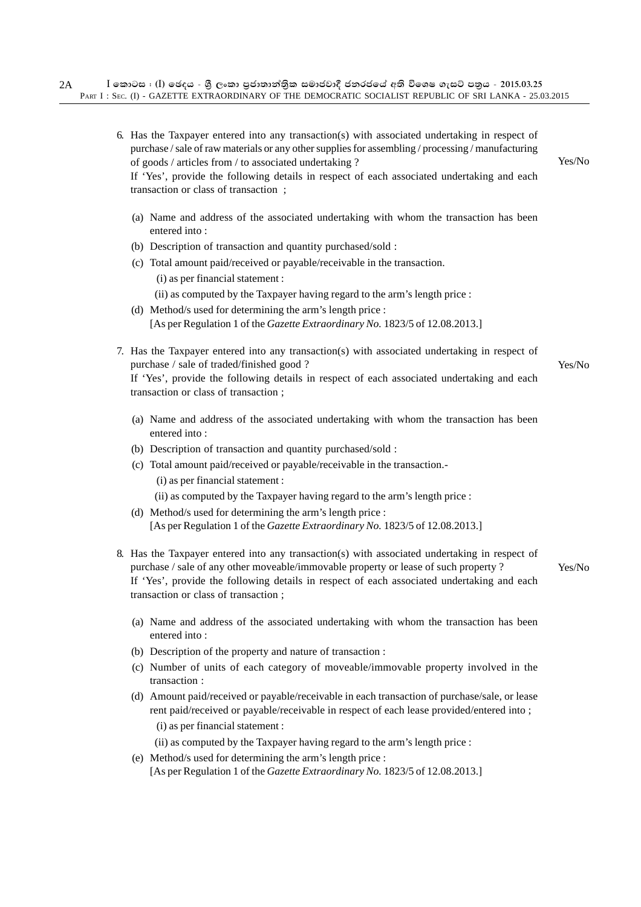6. Has the Taxpayer entered into any transaction(s) with associated undertaking in respect of purchase / sale of raw materials or any other supplies for assembling / processing / manufacturing of goods / articles from / to associated undertaking ? Yes/No

   If 'Yes', provide the following details in respect of each associated undertaking and each transaction or class of transaction ;

   (a) Name and address of the associated undertaking with whom the transaction has been entered into :

   (b) Description of transaction and quantity purchased/sold :

   (c) Total amount paid/received or payable/receivable in the transaction.

      (i) as per financial statement :

      (ii) as computed by the Taxpayer having regard to the arm's length price :

   (d) Method/s used for determining the arm's length price :
   [As per Regulation 1 of the *Gazette Extraordinary No.* 1823/5 of 12.08.2013.]

7. Has the Taxpayer entered into any transaction(s) with associated undertaking in respect of purchase / sale of traded/finished good ? Yes/No

   If 'Yes', provide the following details in respect of each associated undertaking and each transaction or class of transaction ;

   (a) Name and address of the associated undertaking with whom the transaction has been entered into :

   (b) Description of transaction and quantity purchased/sold :

   (c) Total amount paid/received or payable/receivable in the transaction.-

      (i) as per financial statement :

      (ii) as computed by the Taxpayer having regard to the arm's length price :

   (d) Method/s used for determining the arm's length price :
   [As per Regulation 1 of the *Gazette Extraordinary No.* 1823/5 of 12.08.2013.]

8. Has the Taxpayer entered into any transaction(s) with associated undertaking in respect of purchase / sale of any other moveable/immovable property or lease of such property ? Yes/No

   If 'Yes', provide the following details in respect of each associated undertaking and each transaction or class of transaction ;

   (a) Name and address of the associated undertaking with whom the transaction has been entered into :

   (b) Description of the property and nature of transaction :

   (c) Number of units of each category of moveable/immovable property involved in the transaction :

   (d) Amount paid/received or payable/receivable in each transaction of purchase/sale, or lease rent paid/received or payable/receivable in respect of each lease provided/entered into ;

      (i) as per financial statement :

      (ii) as computed by the Taxpayer having regard to the arm's length price :

   (e) Method/s used for determining the arm's length price :
   [As per Regulation 1 of the *Gazette Extraordinary No.* 1823/5 of 12.08.2013.]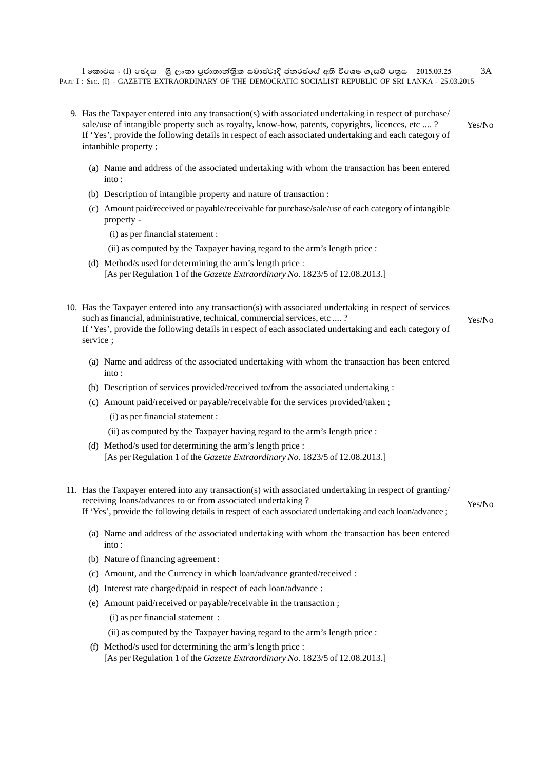9. Has the Taxpayer entered into any transaction(s) with associated undertaking in respect of purchase/ sale/use of intangible property such as royalty, know-how, patents, copyrights, licences, etc .... ? Yes/No
   If 'Yes', provide the following details in respect of each associated undertaking and each category of intanbible property ;

   (a) Name and address of the associated undertaking with whom the transaction has been entered into :

   (b) Description of intangible property and nature of transaction :

   (c) Amount paid/received or payable/receivable for purchase/sale/use of each category of intangible property -

      (i) as per financial statement :

      (ii) as computed by the Taxpayer having regard to the arm's length price :

   (d) Method/s used for determining the arm's length price :
   [As per Regulation 1 of the *Gazette Extraordinary No.* 1823/5 of 12.08.2013.]

10. Has the Taxpayer entered into any transaction(s) with associated undertaking in respect of services such as financial, administrative, technical, commercial services, etc .... ? Yes/No
    If 'Yes', provide the following details in respect of each associated undertaking and each category of service ;

   (a) Name and address of the associated undertaking with whom the transaction has been entered into :

   (b) Description of services provided/received to/from the associated undertaking :

   (c) Amount paid/received or payable/receivable for the services provided/taken ;

      (i) as per financial statement :

      (ii) as computed by the Taxpayer having regard to the arm's length price :

   (d) Method/s used for determining the arm's length price :
   [As per Regulation 1 of the *Gazette Extraordinary No.* 1823/5 of 12.08.2013.]

11. Has the Taxpayer entered into any transaction(s) with associated undertaking in respect of granting/ receiving loans/advances to or from associated undertaking ? Yes/No
    If 'Yes', provide the following details in respect of each associated undertaking and each loan/advance ;

   (a) Name and address of the associated undertaking with whom the transaction has been entered into :

   (b) Nature of financing agreement :

   (c) Amount, and the Currency in which loan/advance granted/received :

   (d) Interest rate charged/paid in respect of each loan/advance :

   (e) Amount paid/received or payable/receivable in the transaction ;

      (i) as per financial statement :

      (ii) as computed by the Taxpayer having regard to the arm's length price :

   (f) Method/s used for determining the arm's length price :
   [As per Regulation 1 of the *Gazette Extraordinary No.* 1823/5 of 12.08.2013.]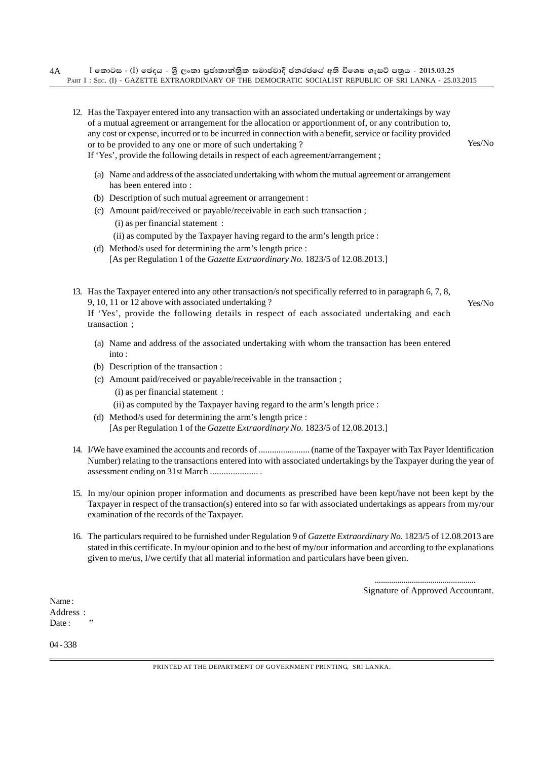12. Has the Taxpayer entered into any transaction with an associated undertaking or undertakings by way of a mutual agreement or arrangement for the allocation or apportionment of, or any contribution to, any cost or expense, incurred or to be incurred in connection with a benefit, service or facility provided or to be provided to any one or more of such undertaking ? Yes/No

    If 'Yes', provide the following details in respect of each agreement/arrangement ;

    (a) Name and address of the associated undertaking with whom the mutual agreement or arrangement has been entered into :

    (b) Description of such mutual agreement or arrangement :

    (c) Amount paid/received or payable/receivable in each such transaction ;

    (i) as per financial statement :

    (ii) as computed by the Taxpayer having regard to the arm's length price :

    (d) Method/s used for determining the arm's length price :
    [As per Regulation 1 of the *Gazette Extraordinary No.* 1823/5 of 12.08.2013.]

13. Has the Taxpayer entered into any other transaction/s not specifically referred to in paragraph 6, 7, 8, 9, 10, 11 or 12 above with associated undertaking ? Yes/No

    If 'Yes', provide the following details in respect of each associated undertaking and each transaction ;

    (a) Name and address of the associated undertaking with whom the transaction has been entered into :

    (b) Description of the transaction :

    (c) Amount paid/received or payable/receivable in the transaction ;

    (i) as per financial statement :

    (ii) as computed by the Taxpayer having regard to the arm's length price :

    (d) Method/s used for determining the arm's length price :
    [As per Regulation 1 of the *Gazette Extraordinary No.* 1823/5 of 12.08.2013.]

14. I/We have examined the accounts and records of ....................... (name of the Taxpayer with Tax Payer Identification Number) relating to the transactions entered into with associated undertakings by the Taxpayer during the year of assessment ending on 31st March ..................... .

15. In my/our opinion proper information and documents as prescribed have been kept/have not been kept by the Taxpayer in respect of the transaction(s) entered into so far with associated undertakings as appears from my/our examination of the records of the Taxpayer.

16. The particulars required to be furnished under Regulation 9 of *Gazette Extraordinary No.* 1823/5 of 12.08.2013 are stated in this certificate. In my/our opinion and to the best of my/our information and according to the explanations given to me/us, I/we certify that all material information and particulars have been given.

................................................
Signature of Approved Accountant.

Name :
Address :
Date : "

04 - 338

PRINTED AT THE DEPARTMENT OF GOVERNMENT PRINTING, SRI LANKA.